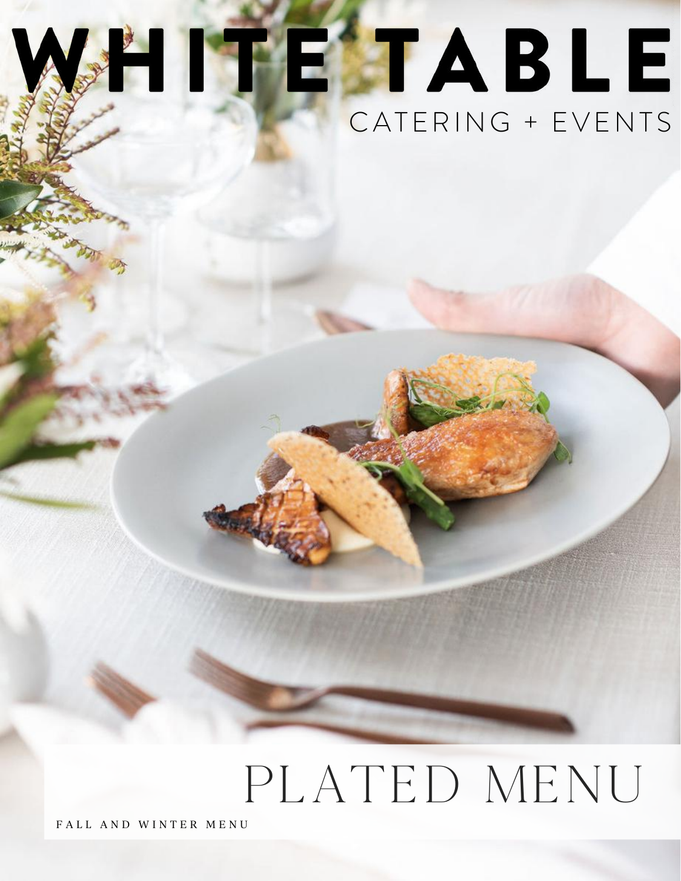# WHITE TABLE

CATERING + EVENTS

## PLATED MENU

FALL AND WINTER MENU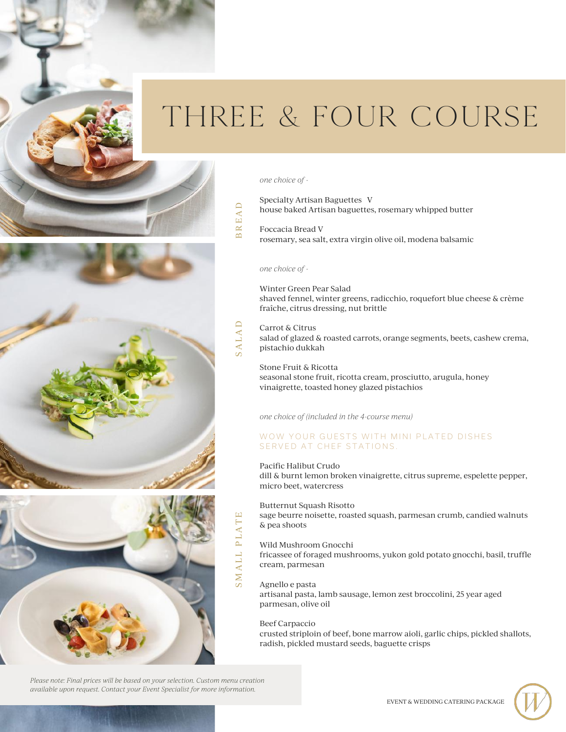# THREE & FOUR COURSE

## BREAD

*one choice of -*

Specialty Artisan Baguettes V
house baked Artisan baguettes, rosemary whipped butter

Foccacia Bread V
rosemary, sea salt, extra virgin olive oil, modena balsamic

## SALAD

*one choice of -*

Winter Green Pear Salad
shaved fennel, winter greens, radicchio, roquefort blue cheese & crème fraîche, citrus dressing, nut brittle

Carrot & Citrus
salad of glazed & roasted carrots, orange segments, beets, cashew crema, pistachio dukkah

Stone Fruit & Ricotta
seasonal stone fruit, ricotta cream, prosciutto, arugula, honey vinaigrette, toasted honey glazed pistachios

## SMALL PLATE

*one choice of (included in the 4-course menu)*

WOW YOUR GUESTS WITH MINI PLATED DISHES SERVED AT CHEF STATIONS.

Pacific Halibut Crudo
dill & burnt lemon broken vinaigrette, citrus supreme, espelette pepper, micro beet, watercress

Butternut Squash Risotto
sage beurre noisette, roasted squash, parmesan crumb, candied walnuts & pea shoots

Wild Mushroom Gnocchi
fricassee of foraged mushrooms, yukon gold potato gnocchi, basil, truffle cream, parmesan

Agnello e pasta
artisanal pasta, lamb sausage, lemon zest broccolini, 25 year aged parmesan, olive oil

Beef Carpaccio
crusted striploin of beef, bone marrow aioli, garlic chips, pickled shallots, radish, pickled mustard seeds, baguette crisps

*Please note: Final prices will be based on your selection. Custom menu creation available upon request. Contact your Event Specialist for more information.*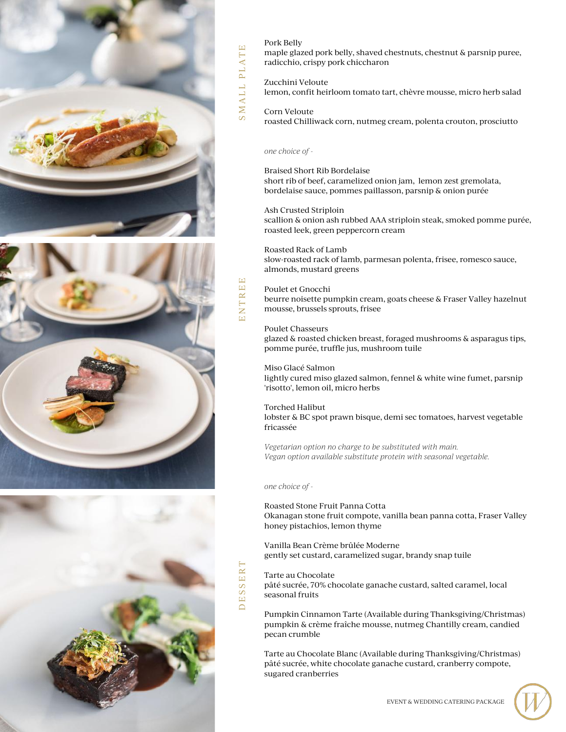## SMALL PLATE

Pork Belly
maple glazed pork belly, shaved chestnuts, chestnut & parsnip puree, radicchio, crispy pork chiccharon

Zucchini Veloute
lemon, confit heirloom tomato tart, chèvre mousse, micro herb salad

Corn Veloute
roasted Chilliwack corn, nutmeg cream, polenta crouton, prosciutto

## ENTREE

*one choice of -*

Braised Short Rib Bordelaise
short rib of beef, caramelized onion jam, lemon zest gremolata, bordelaise sauce, pommes paillasson, parsnip & onion purée

Ash Crusted Striploin
scallion & onion ash rubbed AAA striploin steak, smoked pomme purée, roasted leek, green peppercorn cream

Roasted Rack of Lamb
slow-roasted rack of lamb, parmesan polenta, frisee, romesco sauce, almonds, mustard greens

Poulet et Gnocchi
beurre noisette pumpkin cream, goats cheese & Fraser Valley hazelnut mousse, brussels sprouts, frisee

Poulet Chasseurs
glazed & roasted chicken breast, foraged mushrooms & asparagus tips, pomme purée, truffle jus, mushroom tuile

Miso Glacé Salmon
lightly cured miso glazed salmon, fennel & white wine fumet, parsnip 'risotto', lemon oil, micro herbs

Torched Halibut
lobster & BC spot prawn bisque, demi sec tomatoes, harvest vegetable fricassée

*Vegetarian option no charge to be substituted with main.*
*Vegan option available substitute protein with seasonal vegetable.*

## DESSERT

*one choice of -*

Roasted Stone Fruit Panna Cotta
Okanagan stone fruit compote, vanilla bean panna cotta, Fraser Valley honey pistachios, lemon thyme

Vanilla Bean Crème brûlée Moderne
gently set custard, caramelized sugar, brandy snap tuile

Tarte au Chocolate
pâté sucrée, 70% chocolate ganache custard, salted caramel, local seasonal fruits

Pumpkin Cinnamon Tarte (Available during Thanksgiving/Christmas)
pumpkin & crème fraîche mousse, nutmeg Chantilly cream, candied pecan crumble

Tarte au Chocolate Blanc (Available during Thanksgiving/Christmas)
pâté sucrée, white chocolate ganache custard, cranberry compote, sugared cranberries